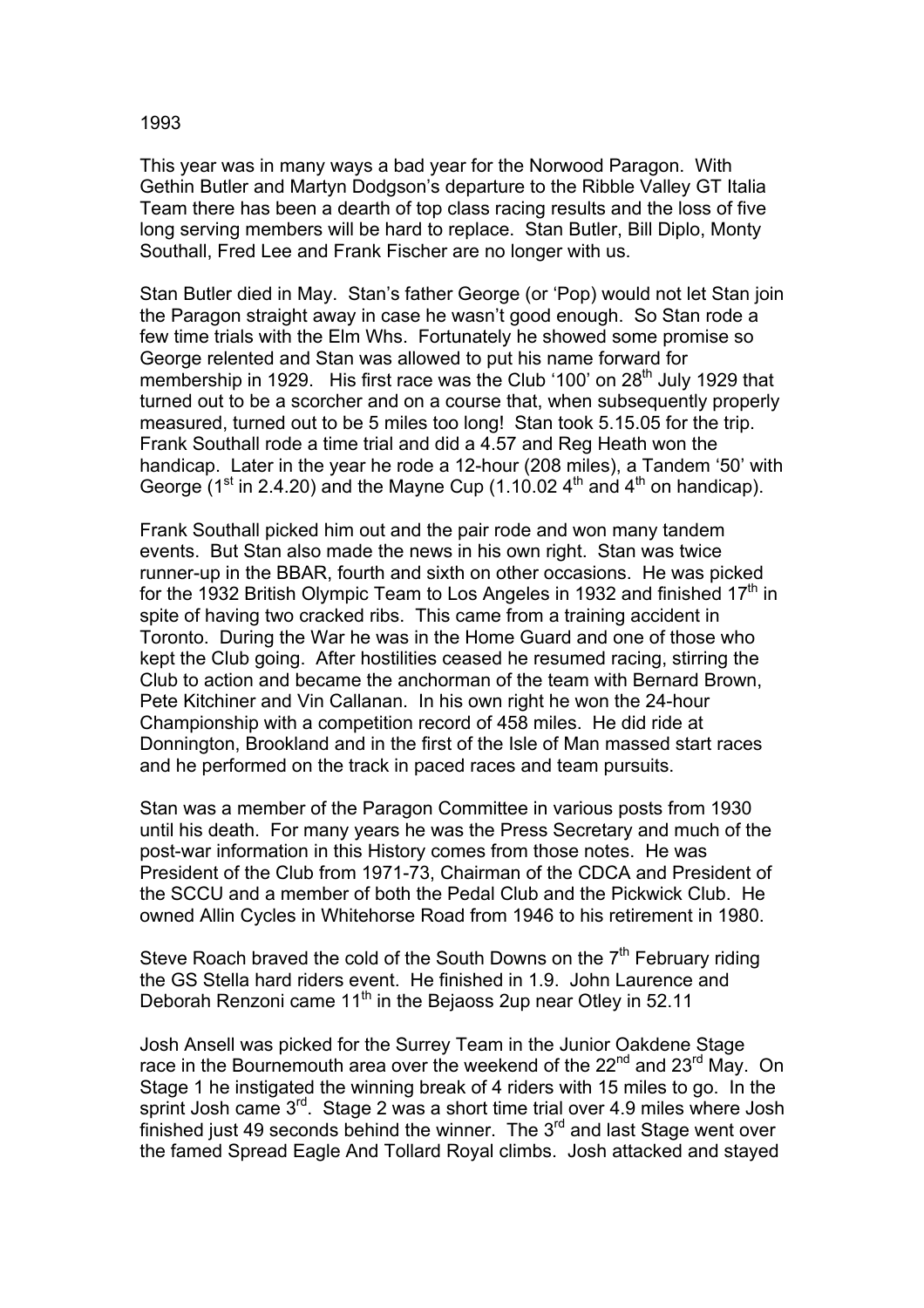1993

This year was in many ways a bad year for the Norwood Paragon. With Gethin Butler and Martyn Dodgson's departure to the Ribble Valley GT Italia Team there has been a dearth of top class racing results and the loss of five long serving members will be hard to replace. Stan Butler, Bill Diplo, Monty Southall, Fred Lee and Frank Fischer are no longer with us.

Stan Butler died in May. Stan's father George (or 'Pop) would not let Stan join the Paragon straight away in case he wasn't good enough. So Stan rode a few time trials with the Elm Whs. Fortunately he showed some promise so George relented and Stan was allowed to put his name forward for membership in 1929. His first race was the Club '100' on 28th July 1929 that turned out to be a scorcher and on a course that, when subsequently properly measured, turned out to be 5 miles too long! Stan took 5.15.05 for the trip. Frank Southall rode a time trial and did a 4.57 and Reg Heath won the handicap. Later in the year he rode a 12-hour (208 miles), a Tandem '50' with George (1st in 2.4.20) and the Mayne Cup (1.10.02 4th and 4th on handicap).

Frank Southall picked him out and the pair rode and won many tandem events. But Stan also made the news in his own right. Stan was twice runner-up in the BBAR, fourth and sixth on other occasions. He was picked for the 1932 British Olympic Team to Los Angeles in 1932 and finished 17th in spite of having two cracked ribs. This came from a training accident in Toronto. During the War he was in the Home Guard and one of those who kept the Club going. After hostilities ceased he resumed racing, stirring the Club to action and became the anchorman of the team with Bernard Brown, Pete Kitchiner and Vin Callanan. In his own right he won the 24-hour Championship with a competition record of 458 miles. He did ride at Donnington, Brookland and in the first of the Isle of Man massed start races and he performed on the track in paced races and team pursuits.

Stan was a member of the Paragon Committee in various posts from 1930 until his death. For many years he was the Press Secretary and much of the post-war information in this History comes from those notes. He was President of the Club from 1971-73, Chairman of the CDCA and President of the SCCU and a member of both the Pedal Club and the Pickwick Club. He owned Allin Cycles in Whitehorse Road from 1946 to his retirement in 1980.

Steve Roach braved the cold of the South Downs on the 7th February riding the GS Stella hard riders event. He finished in 1.9. John Laurence and Deborah Renzoni came 11th in the Bejaoss 2up near Otley in 52.11

Josh Ansell was picked for the Surrey Team in the Junior Oakdene Stage race in the Bournemouth area over the weekend of the 22nd and 23rd May. On Stage 1 he instigated the winning break of 4 riders with 15 miles to go. In the sprint Josh came 3rd. Stage 2 was a short time trial over 4.9 miles where Josh finished just 49 seconds behind the winner. The 3rd and last Stage went over the famed Spread Eagle And Tollard Royal climbs. Josh attacked and stayed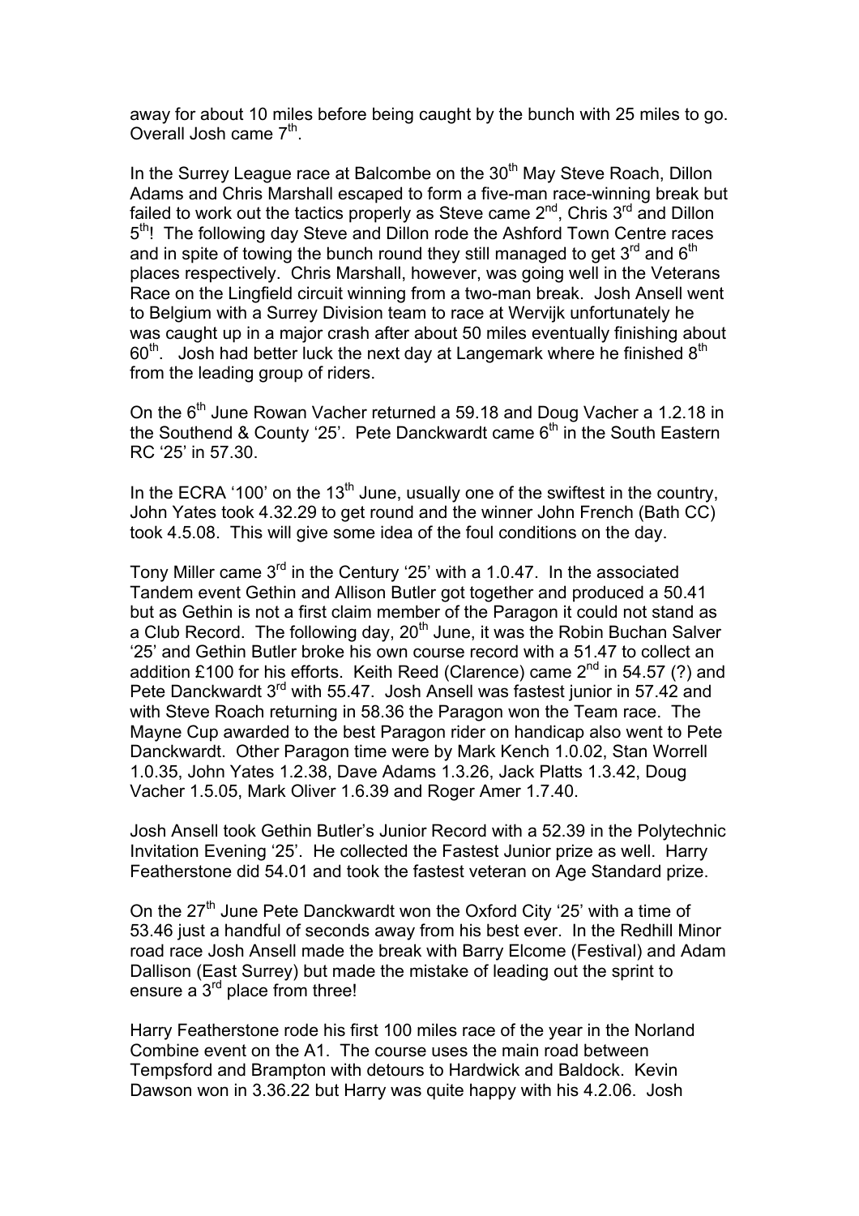away for about 10 miles before being caught by the bunch with 25 miles to go. Overall Josh came 7th.

In the Surrey League race at Balcombe on the 30th May Steve Roach, Dillon Adams and Chris Marshall escaped to form a five-man race-winning break but failed to work out the tactics properly as Steve came 2nd, Chris 3rd and Dillon 5th! The following day Steve and Dillon rode the Ashford Town Centre races and in spite of towing the bunch round they still managed to get 3rd and 6th places respectively. Chris Marshall, however, was going well in the Veterans Race on the Lingfield circuit winning from a two-man break. Josh Ansell went to Belgium with a Surrey Division team to race at Wervijk unfortunately he was caught up in a major crash after about 50 miles eventually finishing about 60th. Josh had better luck the next day at Langemark where he finished 8th from the leading group of riders.

On the 6th June Rowan Vacher returned a 59.18 and Doug Vacher a 1.2.18 in the Southend & County '25'. Pete Danckwardt came 6th in the South Eastern RC '25' in 57.30.

In the ECRA '100' on the 13th June, usually one of the swiftest in the country, John Yates took 4.32.29 to get round and the winner John French (Bath CC) took 4.5.08. This will give some idea of the foul conditions on the day.

Tony Miller came 3rd in the Century '25' with a 1.0.47. In the associated Tandem event Gethin and Allison Butler got together and produced a 50.41 but as Gethin is not a first claim member of the Paragon it could not stand as a Club Record. The following day, 20th June, it was the Robin Buchan Salver '25' and Gethin Butler broke his own course record with a 51.47 to collect an addition £100 for his efforts. Keith Reed (Clarence) came 2nd in 54.57 (?) and Pete Danckwardt 3rd with 55.47. Josh Ansell was fastest junior in 57.42 and with Steve Roach returning in 58.36 the Paragon won the Team race. The Mayne Cup awarded to the best Paragon rider on handicap also went to Pete Danckwardt. Other Paragon time were by Mark Kench 1.0.02, Stan Worrell 1.0.35, John Yates 1.2.38, Dave Adams 1.3.26, Jack Platts 1.3.42, Doug Vacher 1.5.05, Mark Oliver 1.6.39 and Roger Amer 1.7.40.

Josh Ansell took Gethin Butler's Junior Record with a 52.39 in the Polytechnic Invitation Evening '25'. He collected the Fastest Junior prize as well. Harry Featherstone did 54.01 and took the fastest veteran on Age Standard prize.

On the 27th June Pete Danckwardt won the Oxford City '25' with a time of 53.46 just a handful of seconds away from his best ever. In the Redhill Minor road race Josh Ansell made the break with Barry Elcome (Festival) and Adam Dallison (East Surrey) but made the mistake of leading out the sprint to ensure a 3rd place from three!

Harry Featherstone rode his first 100 miles race of the year in the Norland Combine event on the A1. The course uses the main road between Tempsford and Brampton with detours to Hardwick and Baldock. Kevin Dawson won in 3.36.22 but Harry was quite happy with his 4.2.06. Josh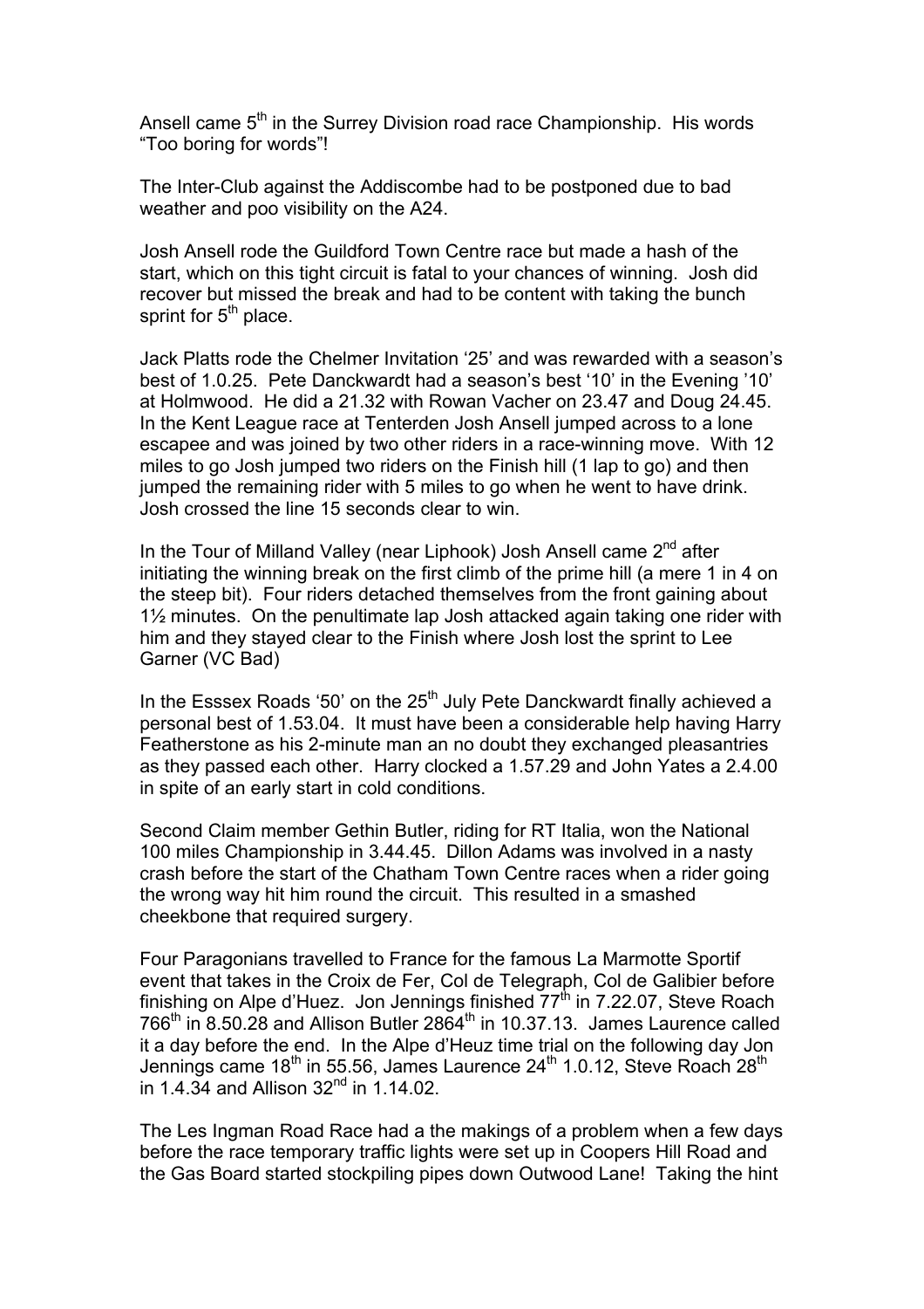Ansell came 5th in the Surrey Division road race Championship. His words "Too boring for words"!

The Inter-Club against the Addiscombe had to be postponed due to bad weather and poo visibility on the A24.

Josh Ansell rode the Guildford Town Centre race but made a hash of the start, which on this tight circuit is fatal to your chances of winning. Josh did recover but missed the break and had to be content with taking the bunch sprint for 5th place.

Jack Platts rode the Chelmer Invitation '25' and was rewarded with a season's best of 1.0.25. Pete Danckwardt had a season's best '10' in the Evening '10' at Holmwood. He did a 21.32 with Rowan Vacher on 23.47 and Doug 24.45. In the Kent League race at Tenterden Josh Ansell jumped across to a lone escapee and was joined by two other riders in a race-winning move. With 12 miles to go Josh jumped two riders on the Finish hill (1 lap to go) and then jumped the remaining rider with 5 miles to go when he went to have drink. Josh crossed the line 15 seconds clear to win.

In the Tour of Milland Valley (near Liphook) Josh Ansell came 2nd after initiating the winning break on the first climb of the prime hill (a mere 1 in 4 on the steep bit). Four riders detached themselves from the front gaining about 1½ minutes. On the penultimate lap Josh attacked again taking one rider with him and they stayed clear to the Finish where Josh lost the sprint to Lee Garner (VC Bad)

In the Esssex Roads '50' on the 25th July Pete Danckwardt finally achieved a personal best of 1.53.04. It must have been a considerable help having Harry Featherstone as his 2-minute man an no doubt they exchanged pleasantries as they passed each other. Harry clocked a 1.57.29 and John Yates a 2.4.00 in spite of an early start in cold conditions.

Second Claim member Gethin Butler, riding for RT Italia, won the National 100 miles Championship in 3.44.45. Dillon Adams was involved in a nasty crash before the start of the Chatham Town Centre races when a rider going the wrong way hit him round the circuit. This resulted in a smashed cheekbone that required surgery.

Four Paragonians travelled to France for the famous La Marmotte Sportif event that takes in the Croix de Fer, Col de Telegraph, Col de Galibier before finishing on Alpe d'Huez. Jon Jennings finished 77th in 7.22.07, Steve Roach 766th in 8.50.28 and Allison Butler 2864th in 10.37.13. James Laurence called it a day before the end. In the Alpe d'Heuz time trial on the following day Jon Jennings came 18th in 55.56, James Laurence 24th 1.0.12, Steve Roach 28th in 1.4.34 and Allison 32nd in 1.14.02.

The Les Ingman Road Race had a the makings of a problem when a few days before the race temporary traffic lights were set up in Coopers Hill Road and the Gas Board started stockpiling pipes down Outwood Lane! Taking the hint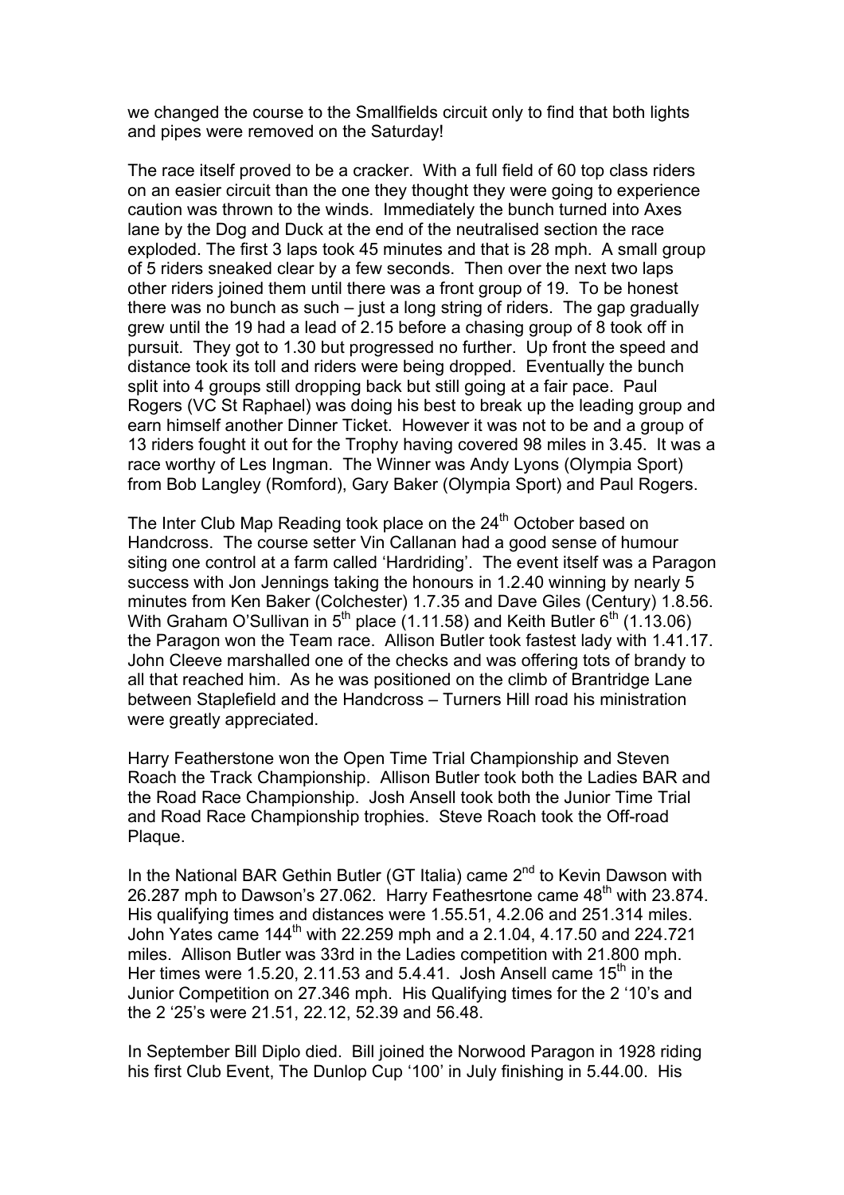we changed the course to the Smallfields circuit only to find that both lights and pipes were removed on the Saturday!

The race itself proved to be a cracker. With a full field of 60 top class riders on an easier circuit than the one they thought they were going to experience caution was thrown to the winds. Immediately the bunch turned into Axes lane by the Dog and Duck at the end of the neutralised section the race exploded. The first 3 laps took 45 minutes and that is 28 mph. A small group of 5 riders sneaked clear by a few seconds. Then over the next two laps other riders joined them until there was a front group of 19. To be honest there was no bunch as such – just a long string of riders. The gap gradually grew until the 19 had a lead of 2.15 before a chasing group of 8 took off in pursuit. They got to 1.30 but progressed no further. Up front the speed and distance took its toll and riders were being dropped. Eventually the bunch split into 4 groups still dropping back but still going at a fair pace. Paul Rogers (VC St Raphael) was doing his best to break up the leading group and earn himself another Dinner Ticket. However it was not to be and a group of 13 riders fought it out for the Trophy having covered 98 miles in 3.45. It was a race worthy of Les Ingman. The Winner was Andy Lyons (Olympia Sport) from Bob Langley (Romford), Gary Baker (Olympia Sport) and Paul Rogers.

The Inter Club Map Reading took place on the 24th October based on Handcross. The course setter Vin Callanan had a good sense of humour siting one control at a farm called 'Hardriding'. The event itself was a Paragon success with Jon Jennings taking the honours in 1.2.40 winning by nearly 5 minutes from Ken Baker (Colchester) 1.7.35 and Dave Giles (Century) 1.8.56. With Graham O'Sullivan in 5th place (1.11.58) and Keith Butler 6th (1.13.06) the Paragon won the Team race. Allison Butler took fastest lady with 1.41.17. John Cleeve marshalled one of the checks and was offering tots of brandy to all that reached him. As he was positioned on the climb of Brantridge Lane between Staplefield and the Handcross – Turners Hill road his ministration were greatly appreciated.

Harry Featherstone won the Open Time Trial Championship and Steven Roach the Track Championship. Allison Butler took both the Ladies BAR and the Road Race Championship. Josh Ansell took both the Junior Time Trial and Road Race Championship trophies. Steve Roach took the Off-road Plaque.

In the National BAR Gethin Butler (GT Italia) came 2nd to Kevin Dawson with 26.287 mph to Dawson's 27.062. Harry Feathesrtone came 48th with 23.874. His qualifying times and distances were 1.55.51, 4.2.06 and 251.314 miles. John Yates came 144th with 22.259 mph and a 2.1.04, 4.17.50 and 224.721 miles. Allison Butler was 33rd in the Ladies competition with 21.800 mph. Her times were 1.5.20, 2.11.53 and 5.4.41. Josh Ansell came 15th in the Junior Competition on 27.346 mph. His Qualifying times for the 2 '10's and the 2 '25's were 21.51, 22.12, 52.39 and 56.48.

In September Bill Diplo died. Bill joined the Norwood Paragon in 1928 riding his first Club Event, The Dunlop Cup '100' in July finishing in 5.44.00. His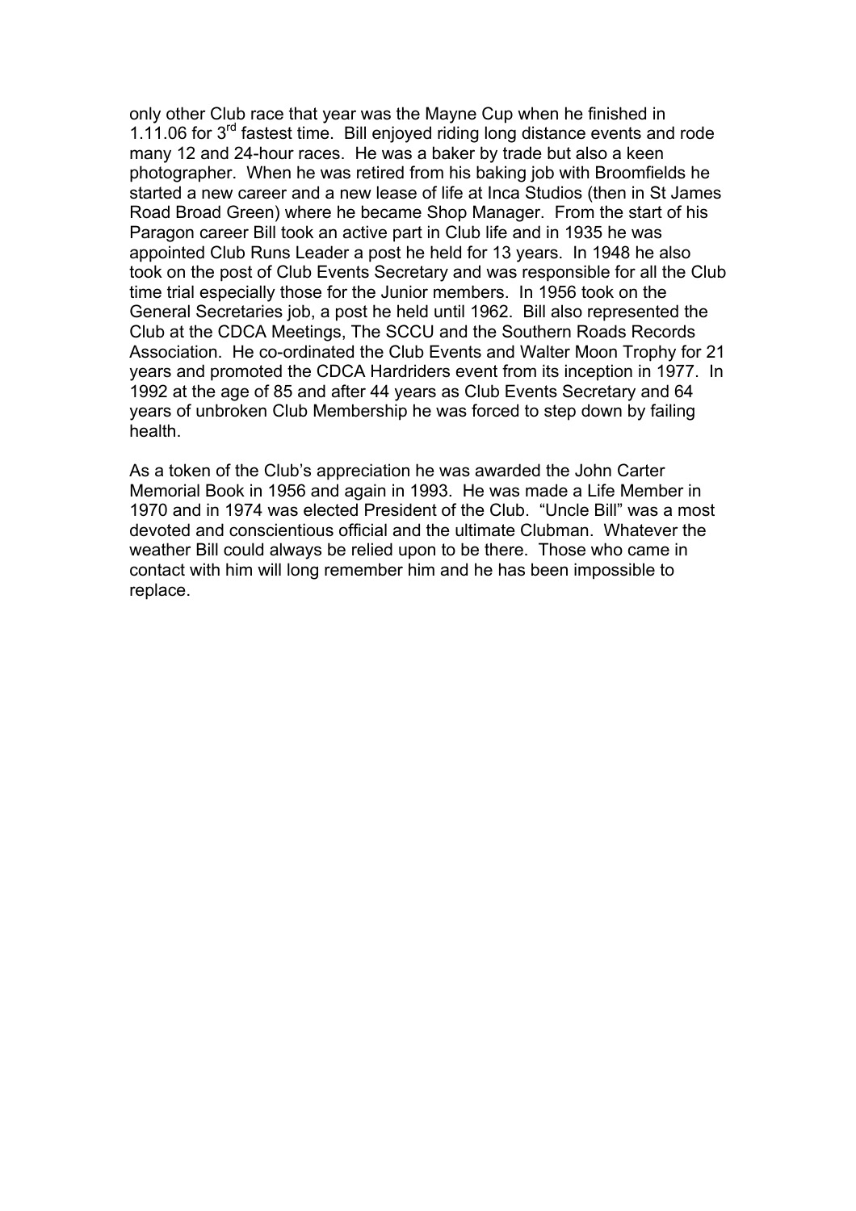only other Club race that year was the Mayne Cup when he finished in 1.11.06 for 3rd fastest time. Bill enjoyed riding long distance events and rode many 12 and 24-hour races. He was a baker by trade but also a keen photographer. When he was retired from his baking job with Broomfields he started a new career and a new lease of life at Inca Studios (then in St James Road Broad Green) where he became Shop Manager. From the start of his Paragon career Bill took an active part in Club life and in 1935 he was appointed Club Runs Leader a post he held for 13 years. In 1948 he also took on the post of Club Events Secretary and was responsible for all the Club time trial especially those for the Junior members. In 1956 took on the General Secretaries job, a post he held until 1962. Bill also represented the Club at the CDCA Meetings, The SCCU and the Southern Roads Records Association. He co-ordinated the Club Events and Walter Moon Trophy for 21 years and promoted the CDCA Hardriders event from its inception in 1977. In 1992 at the age of 85 and after 44 years as Club Events Secretary and 64 years of unbroken Club Membership he was forced to step down by failing health.

As a token of the Club's appreciation he was awarded the John Carter Memorial Book in 1956 and again in 1993. He was made a Life Member in 1970 and in 1974 was elected President of the Club. "Uncle Bill" was a most devoted and conscientious official and the ultimate Clubman. Whatever the weather Bill could always be relied upon to be there. Those who came in contact with him will long remember him and he has been impossible to replace.